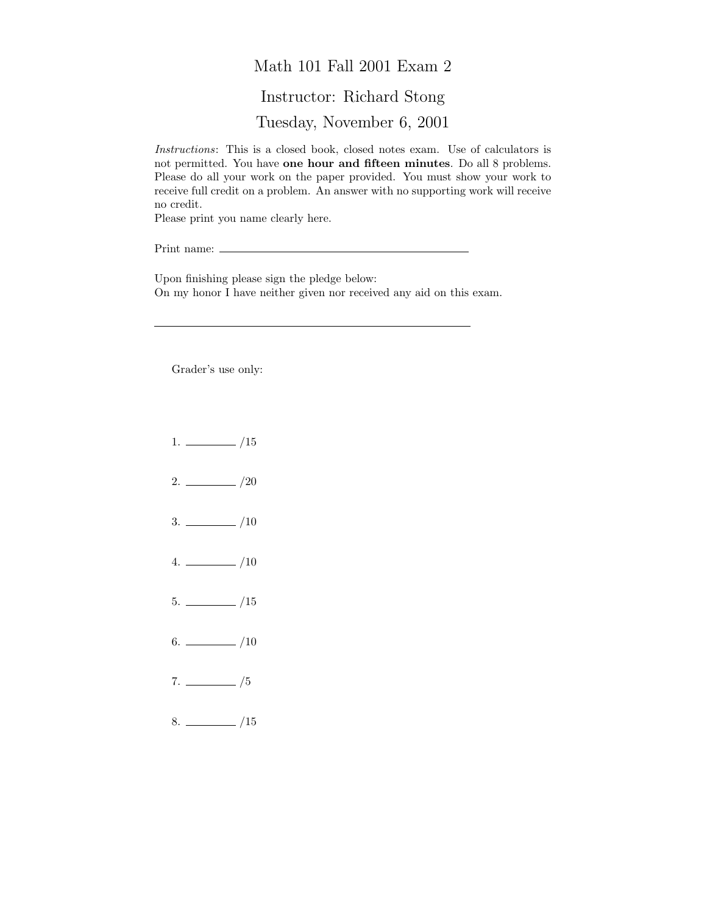# Math 101 Fall 2001 Exam 2

## Instructor: Richard Stong

## Tuesday, November 6, 2001

*Instructions*: This is a closed book, closed notes exam. Use of calculators is not permitted. You have **one hour and fifteen minutes**. Do all 8 problems. Please do all your work on the paper provided. You must show your work to receive full credit on a problem. An answer with no supporting work will receive no credit.

Please print you name clearly here.

Print name: ________________________________

Upon finishing please sign the pledge below:

On my honor I have neither given nor received any aid on this exam.

________________________________

Grader's use only:

1. ________ /15

2. ________ /20

3. ________ /10

4. ________ /10

5. ________ /15

6. ________ /10

7. ________ /5

8. ________ /15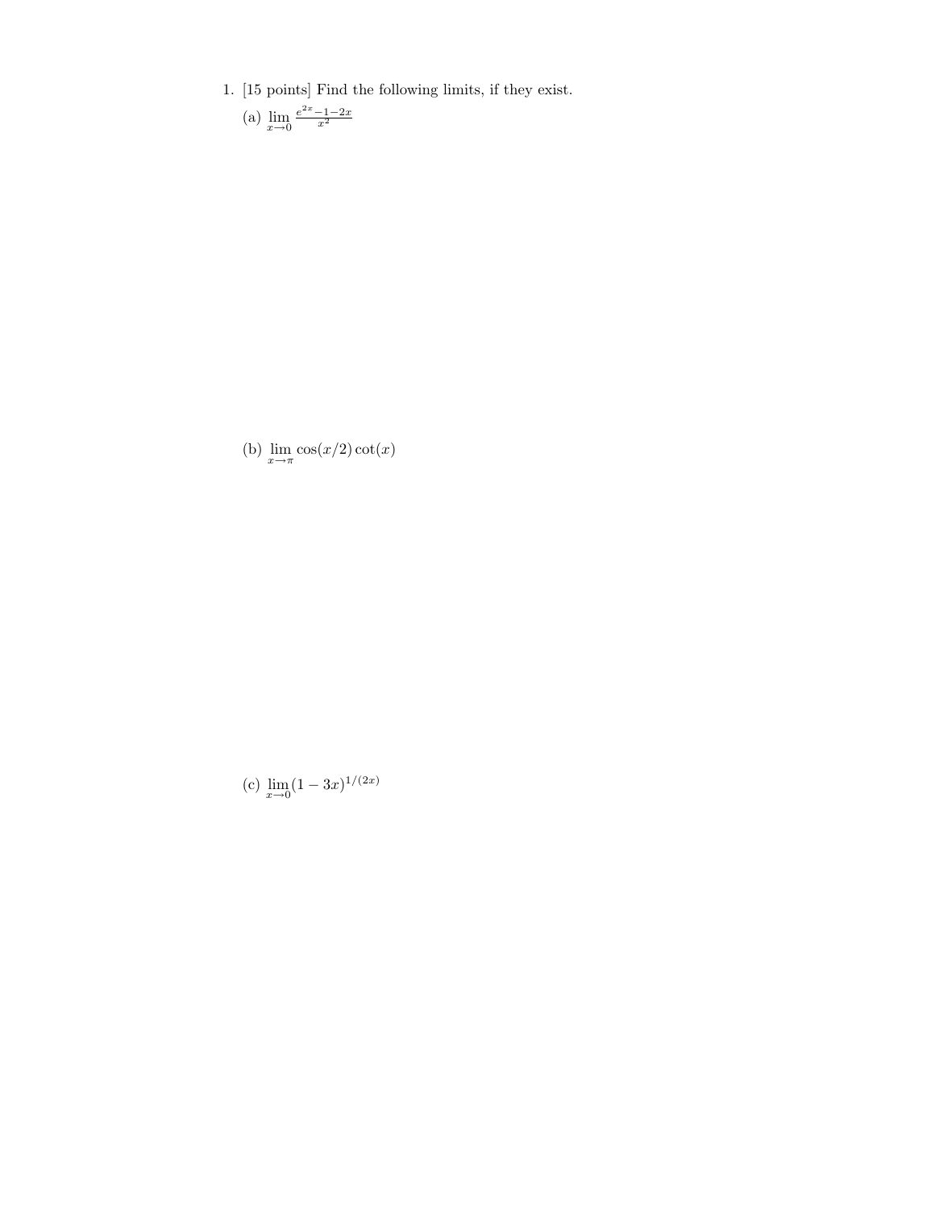1. [15 points] Find the following limits, if they exist.

   (a) $\lim_{x \to 0} \frac{e^{2x}-1-2x}{x^2}$

   (b) $\lim_{x \to \pi} \cos(x/2)\cot(x)$

   (c) $\lim_{x \to 0} (1-3x)^{1/(2x)}$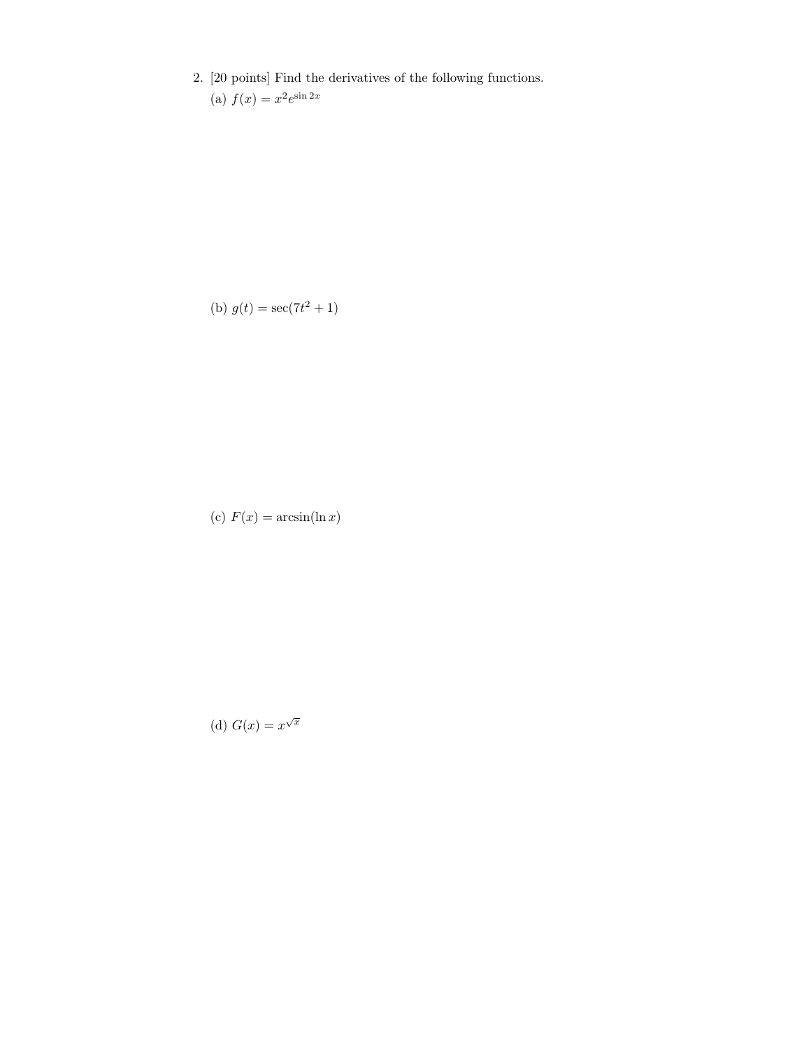2. [20 points] Find the derivatives of the following functions.

(a) $f(x) = x^2 e^{\sin 2x}$

(b) $g(t) = \sec(7t^2 + 1)$

(c) $F(x) = \arcsin(\ln x)$

(d) $G(x) = x^{\sqrt{x}}$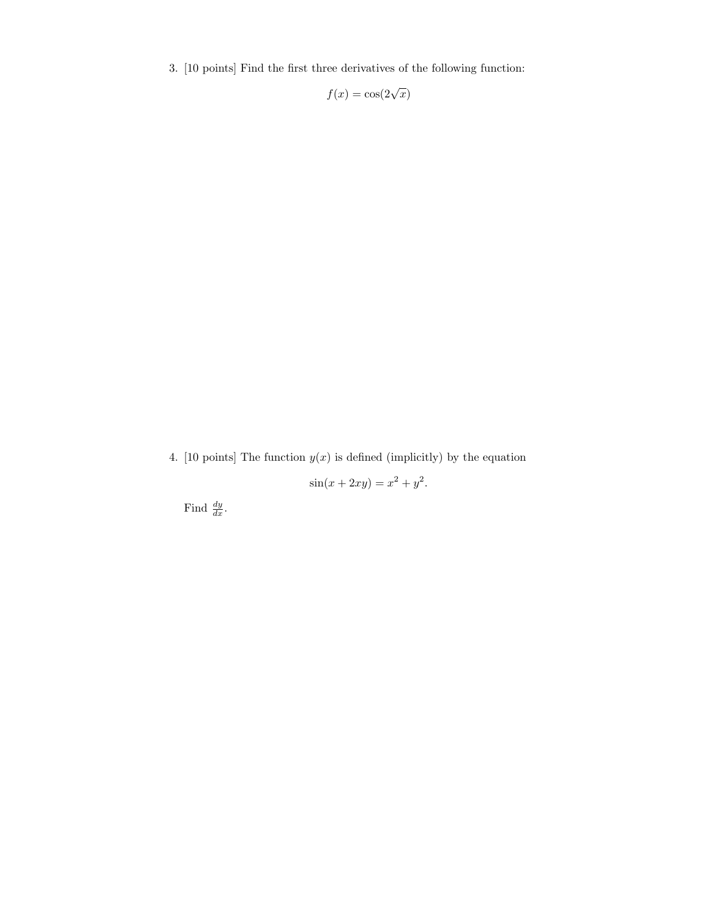3. [10 points] Find the first three derivatives of the following function:

$$f(x) = \cos(2\sqrt{x})$$

4. [10 points] The function $y(x)$ is defined (implicitly) by the equation

$$\sin(x + 2xy) = x^2 + y^2.$$

Find $\frac{dy}{dx}$.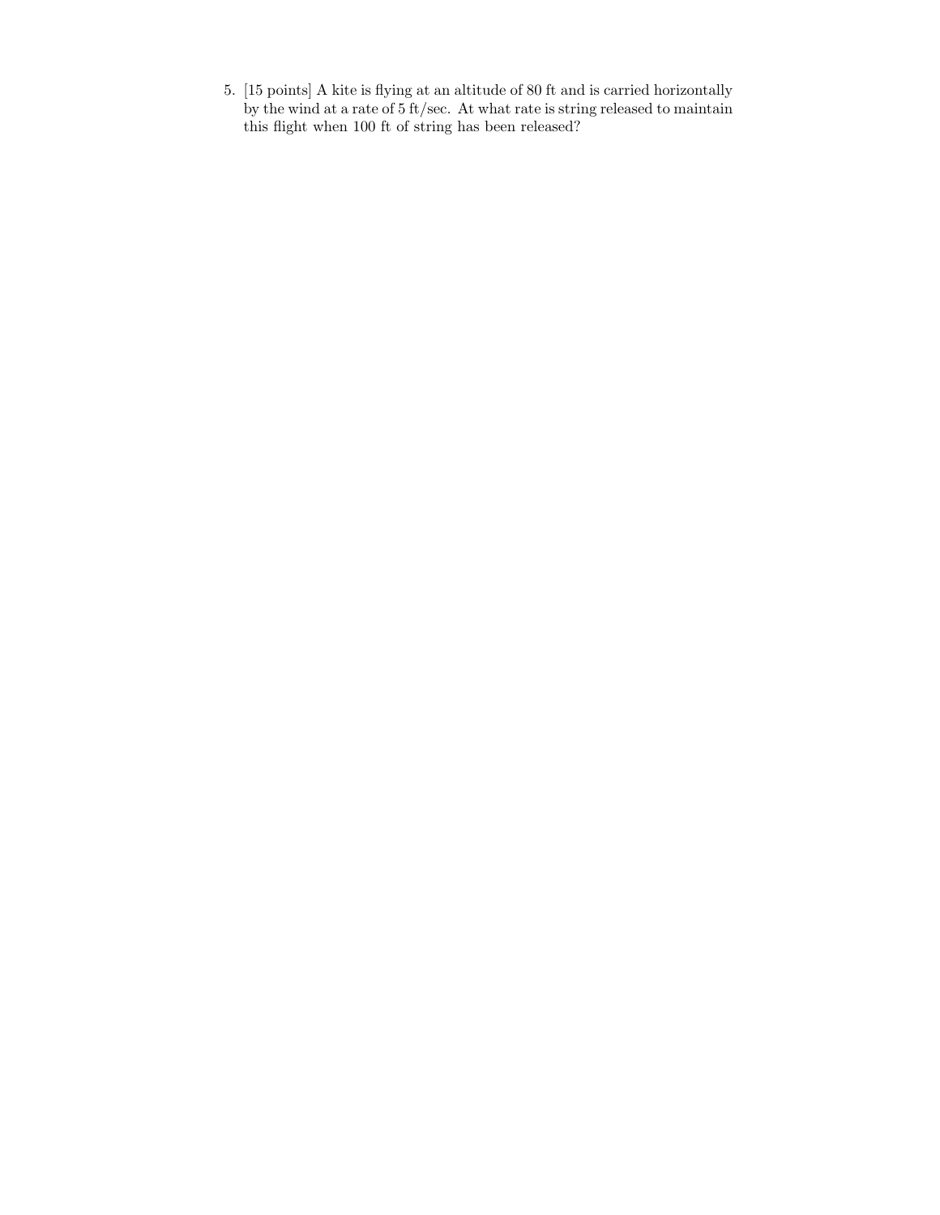5. [15 points] A kite is flying at an altitude of 80 ft and is carried horizontally by the wind at a rate of 5 ft/sec. At what rate is string released to maintain this flight when 100 ft of string has been released?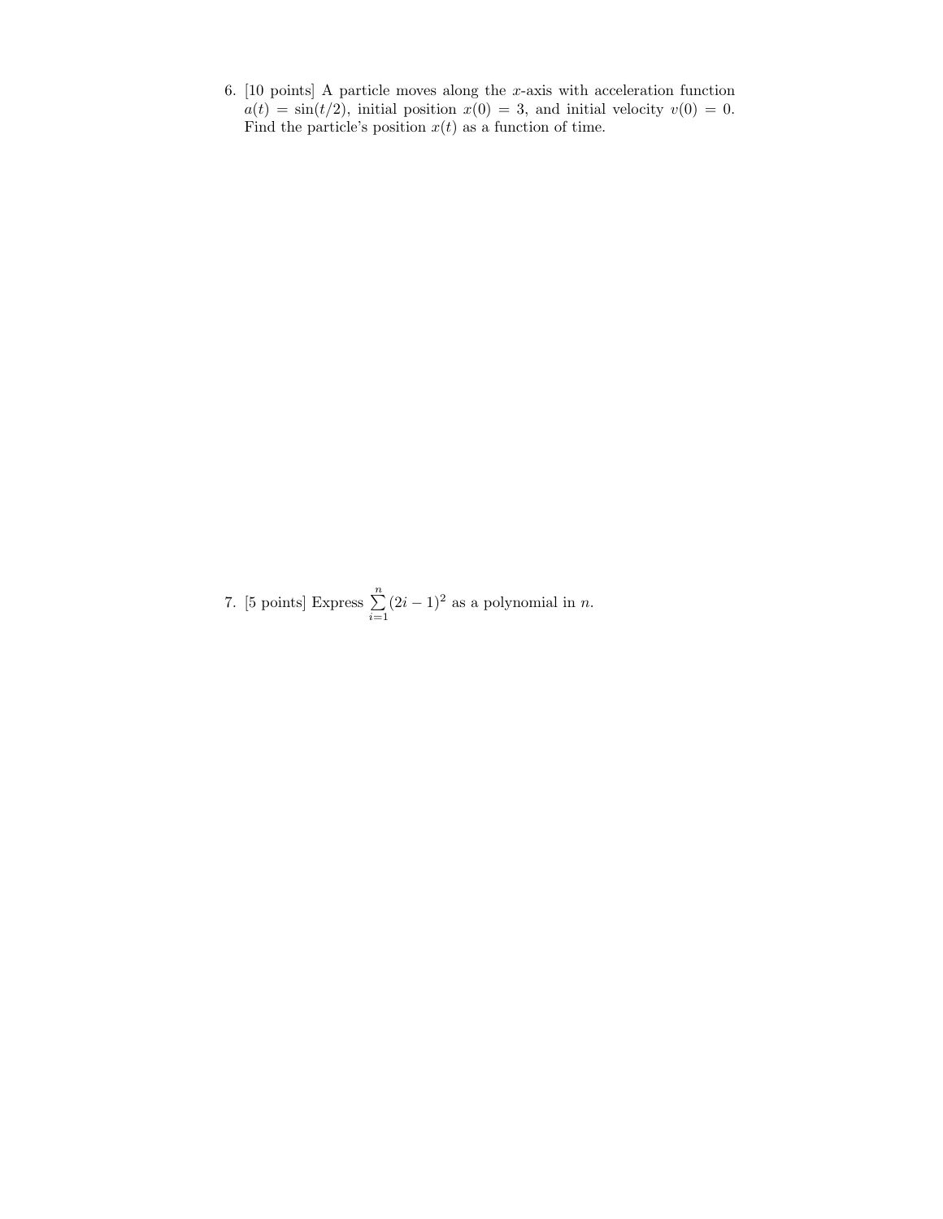6. [10 points] A particle moves along the $x$-axis with acceleration function $a(t) = \sin(t/2)$, initial position $x(0) = 3$, and initial velocity $v(0) = 0$. Find the particle's position $x(t)$ as a function of time.

7. [5 points] Express $\sum_{i=1}^{n} (2i-1)^2$ as a polynomial in $n$.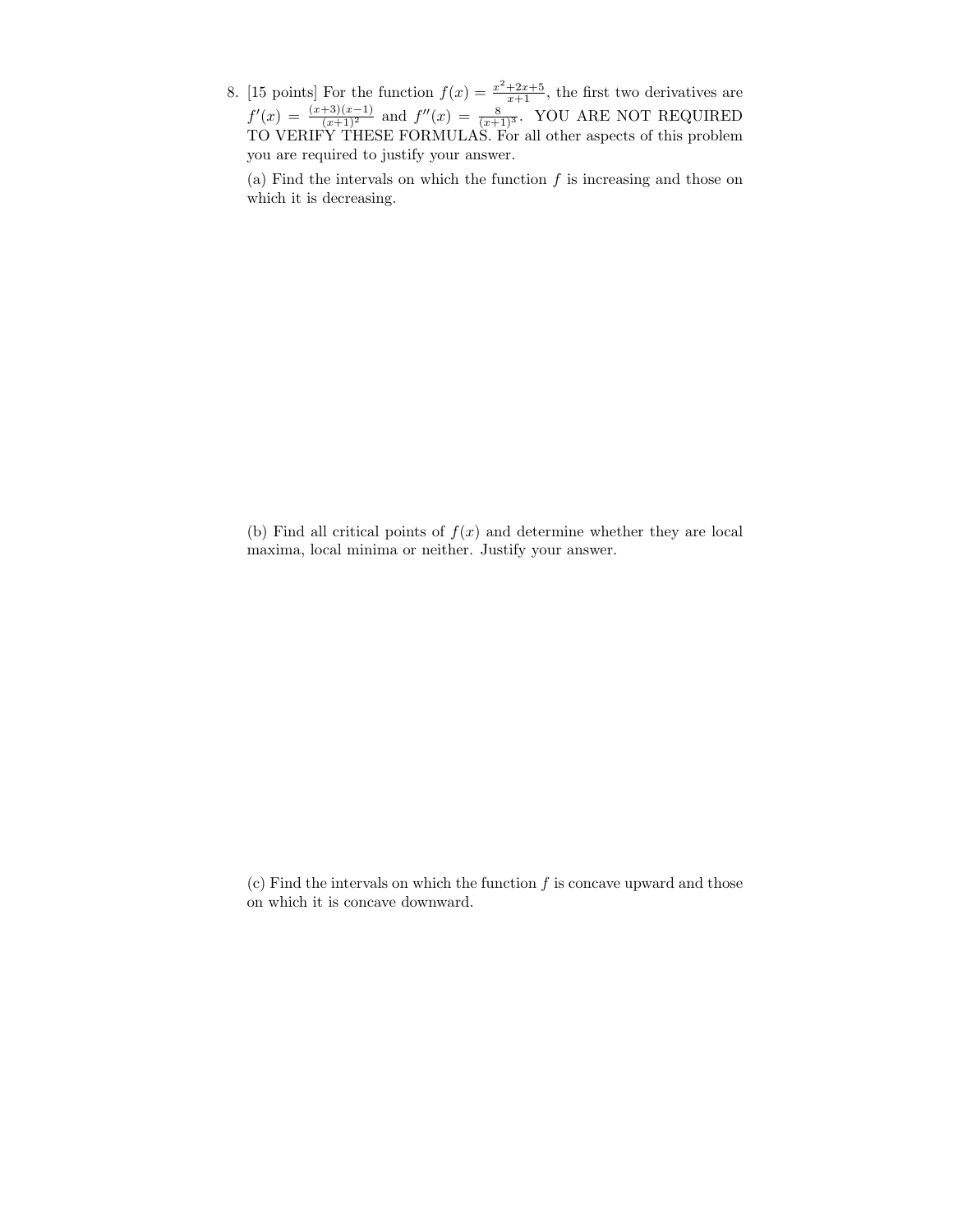8. [15 points] For the function $f(x) = \frac{x^2+2x+5}{x+1}$, the first two derivatives are $f'(x) = \frac{(x+3)(x-1)}{(x+1)^2}$ and $f''(x) = \frac{8}{(x+1)^3}$. YOU ARE NOT REQUIRED TO VERIFY THESE FORMULAS. For all other aspects of this problem you are required to justify your answer.

(a) Find the intervals on which the function $f$ is increasing and those on which it is decreasing.

(b) Find all critical points of $f(x)$ and determine whether they are local maxima, local minima or neither. Justify your answer.

(c) Find the intervals on which the function $f$ is concave upward and those on which it is concave downward.